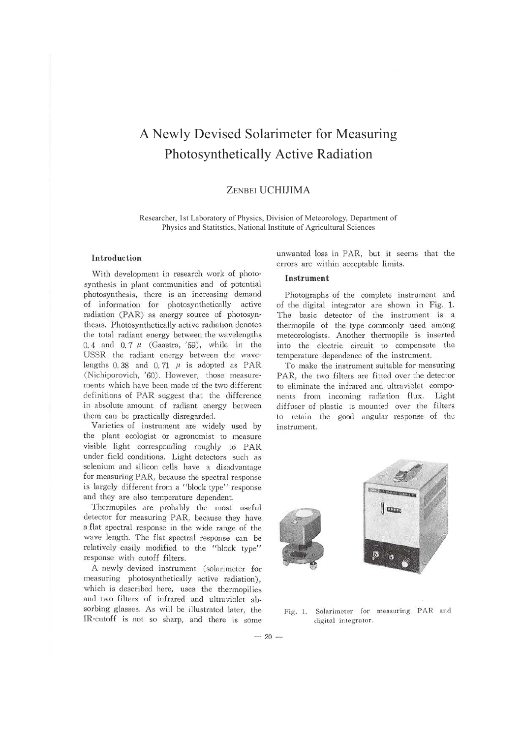# A Newly Devised Solarimeter for Measuring Photosynthetically Active Radiation

ZENBEI UCHIJIMA

Researcher, 1st Laboratory of Physics, Division of Meteorology, Department of Physics and Statitstics, National Institute of Agricultural Sciences

## Introduction

With development in research work of photosynthesis in plant communities and of potential photosynthesis, there is an increasing demand of information for photosynthetically active radiation (PAR) as energy source of photosynthesis. Photosynthetically active radiation denotes the total radiant energy between the wavelengths 0.4 and 0.7 $\mu$ (Gaastra, '59), while in the USSR the radiant energy between the wavelengths 0.38 and 0.71 $\mu$ is adopted as PAR (Nichiporovich, '60). However, those measurements which have been made of the two different definitions of PAR suggest that the difference in absolute amount of radiant energy between them can be practically disregarded.

Varieties of instrument are widely used by the plant ecologist or agronomist to measure visible light corresponding roughly to PAR under field conditions. Light detectors such as selenium and silicon cells have a disadvantage for measuring PAR, because the spectral response is largely different from a "block type" response and they are also temperature dependent.

Thermopiles are probably the most useful detector for measuring PAR, because they have a flat spectral response in the wide range of the wave length. The flat spectral response can be relatively easily modified to the "block type" response with cutoff filters.

A newly devised instrument (solarimeter for measuring photosynthetically active radiation), which is described here, uses the thermopilies and two filters of infrared and ultraviolet absorbing glasses. As will be illustrated later, the IR-cutoff is not so sharp, and there is some unwanted loss in PAR, but it seems that the errors are within acceptable limits.

## Instrument

Photographs of the complete instrument and of the digital integrator are shown in Fig. 1. The basic detector of the instrument is a thermopile of the type commonly used among meteorologists. Another thermopile is inserted into the electric circuit to compensate the temperature dependence of the instrument.

To make the instrument suitable for measuring PAR, the two filters are fitted over the detector to eliminate the infrared and ultraviolet components from incoming radiation flux. Light diffuser of plastic is mounted over the filters to retain the good angular response of the instrument.

Fig. 1. Solarimeter for measuring PAR and digital integrator.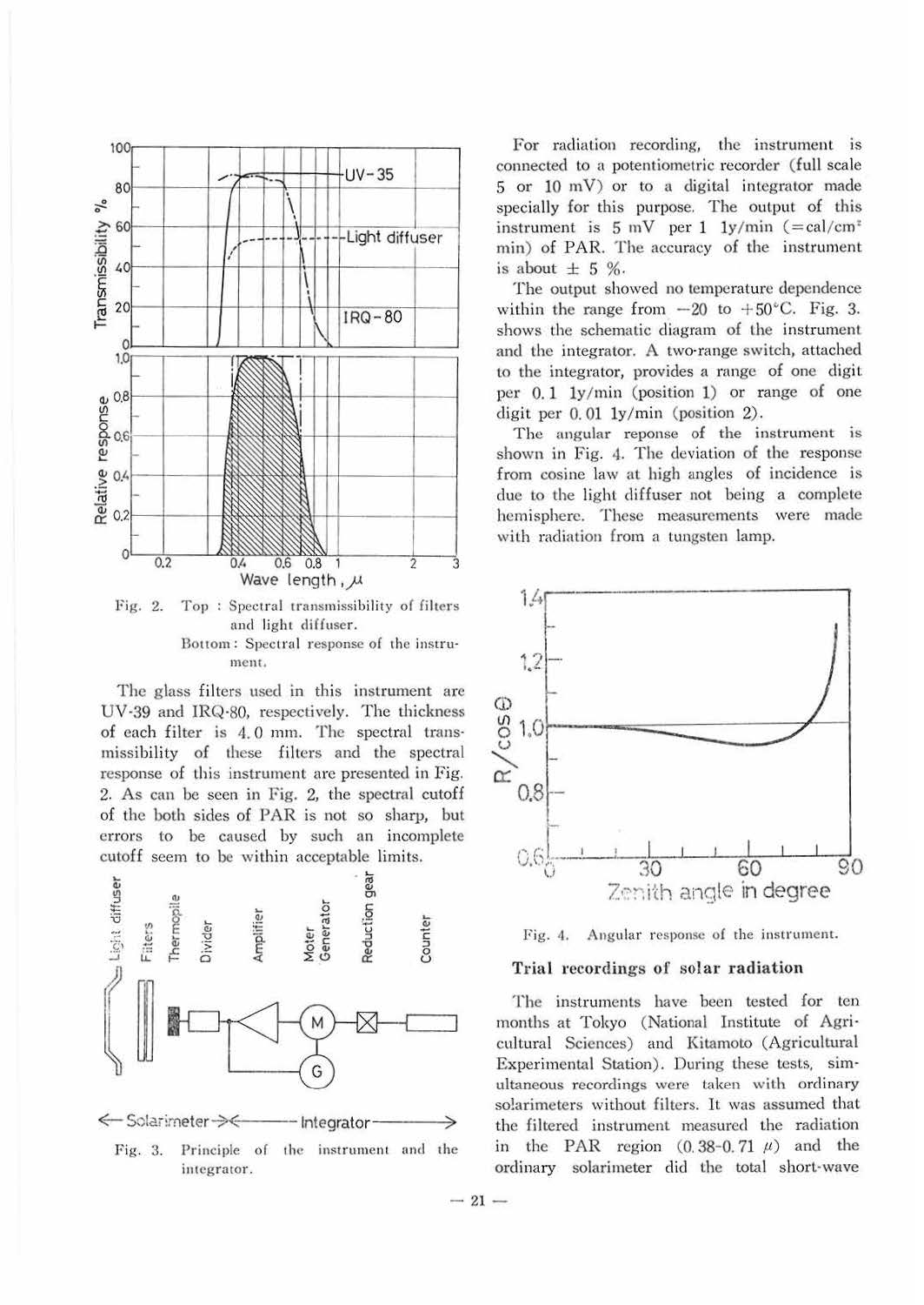Fig. 2. Top : Spectral transmissibility of filters and light diffuser.
Bottom : Spectral response of the instrument.

The glass filters used in this instrument are UV-39 and IRQ-80, respectively. The thickness of each filter is 4.0 mm. The spectral transmissibility of these filters and the spectral response of this instrument are presented in Fig. 2. As can be seen in Fig. 2, the spectral cutoff of the both sides of PAR is not so sharp, but errors to be caused by such an incomplete cutoff seem to be within acceptable limits.

Fig. 3. Principle of the instrument and the integrator.

For radiation recording, the instrument is connected to a potentiometric recorder (full scale 5 or 10 mV) or to a digital integrator made specially for this purpose. The output of this instrument is 5 mV per 1 ly/min (=cal/cm$^2$ min) of PAR. The accuracy of the instrument is about ± 5 %.

The output showed no temperature dependence within the range from −20 to +50°C. Fig. 3. shows the schematic diagram of the instrument and the integrator. A two-range switch, attached to the integrator, provides a range of one digit per 0.1 ly/min (position 1) or range of one digit per 0.01 ly/min (position 2).

The angular reponse of the instrument is shown in Fig. 4. The deviation of the response from cosine law at high angles of incidence is due to the light diffuser not being a complete hemisphere. These measurements were made with radiation from a tungsten lamp.

Fig. 4. Angular response of the instrument.

### Trial recordings of solar radiation

The instruments have been tested for ten months at Tokyo (National Institute of Agricultural Sciences) and Kitamoto (Agricultural Experimental Station). During these tests, simultaneous recordings were taken with ordinary solarimeters without filters. It was assumed that the filtered instrument measured the radiation in the PAR region (0.38-0.71 $\mu$) and the ordinary solarimeter did the total short-wave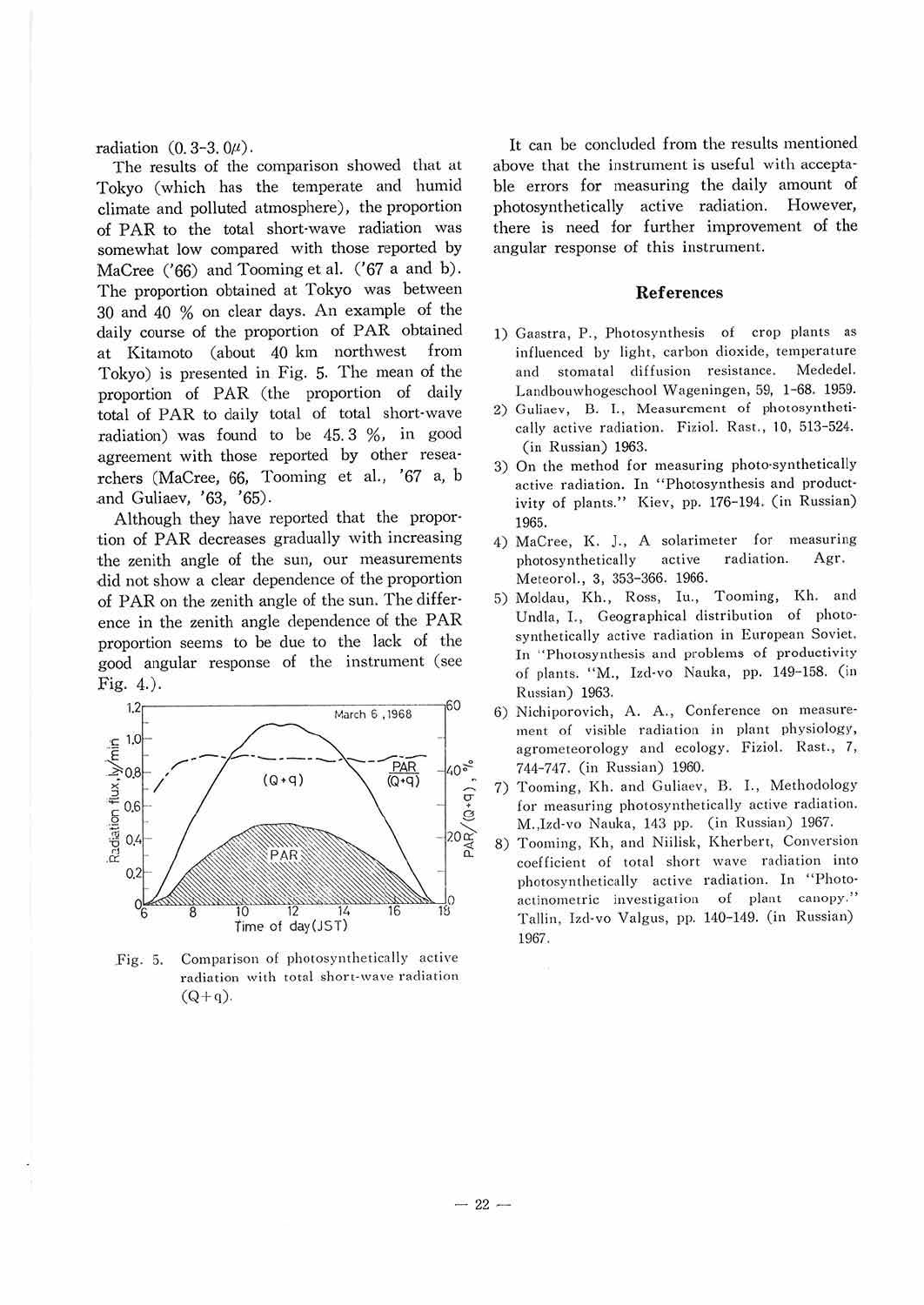radiation (0.3-3.0$\mu$).

The results of the comparison showed that at Tokyo (which has the temperate and humid climate and polluted atmosphere), the proportion of PAR to the total short-wave radiation was somewhat low compared with those reported by MaCree ('66) and Tooming et al. ('67 a and b). The proportion obtained at Tokyo was between 30 and 40 % on clear days. An example of the daily course of the proportion of PAR obtained at Kitamoto (about 40 km northwest from Tokyo) is presented in Fig. 5. The mean of the proportion of PAR (the proportion of daily total of PAR to daily total of total short-wave radiation) was found to be 45.3 %, in good agreement with those reported by other researchers (MaCree, 66, Tooming et al., '67 a, b and Guliaev, '63, '65).

Although they have reported that the proportion of PAR decreases gradually with increasing the zenith angle of the sun, our measurements did not show a clear dependence of the proportion of PAR on the zenith angle of the sun. The difference in the zenith angle dependence of the PAR proportion seems to be due to the lack of the good angular response of the instrument (see Fig. 4.).

March 6, 1968

Radiation flux, ly/min

1.2
1.0
0.8
0.6
0.4
0.2
0

(Q+q)

PAR/(Q+q)

PAR

PAR/(Q+q), %

60
40
20
0

6 8 10 12 14 16 18

Time of day (JST)

Fig. 5. Comparison of photosynthetically active radiation with total short-wave radiation (Q+q).

It can be concluded from the results mentioned above that the instrument is useful with acceptable errors for measuring the daily amount of photosynthetically active radiation. However, there is need for further improvement of the angular response of this instrument.

## References

1) Gaastra, P., Photosynthesis of crop plants as influenced by light, carbon dioxide, temperature and stomatal diffusion resistance. Mededel. Landbouwhogeschool Wageningen, 59, 1-68. 1959.
2) Guliaev, B. I., Measurement of photosynthetically active radiation. Fiziol. Rast., 10, 513-524. (in Russian) 1963.
3) On the method for measuring photo-synthetically active radiation. In "Photosynthesis and productivity of plants." Kiev, pp. 176-194. (in Russian) 1965.
4) MaCree, K. J., A solarimeter for measuring photosynthetically active radiation. Agr. Meteorol., 3, 353-366. 1966.
5) Moldau, Kh., Ross, Iu., Tooming, Kh. and Undla, I., Geographical distribution of photosynthetically active radiation in European Soviet. In "Photosynthesis and problems of productivity of plants." M., Izd-vo Nauka, pp. 149-158. (in Russian) 1963.
6) Nichiporovich, A. A., Conference on measurement of visible radiation in plant physiology, agrometeorology and ecology. Fiziol. Rast., 7, 744-747. (in Russian) 1960.
7) Tooming, Kh. and Guliaev, B. I., Methodology for measuring photosynthetically active radiation. M.,Izd-vo Nauka, 143 pp. (in Russian) 1967.
8) Tooming, Kh, and Niilisk, Kherbert, Conversion coefficient of total short wave radiation into photosynthetically active radiation. In "Photoactinometric investigation of plant canopy." Tallin, Izd-vo Valgus, pp. 140-149. (in Russian) 1967.